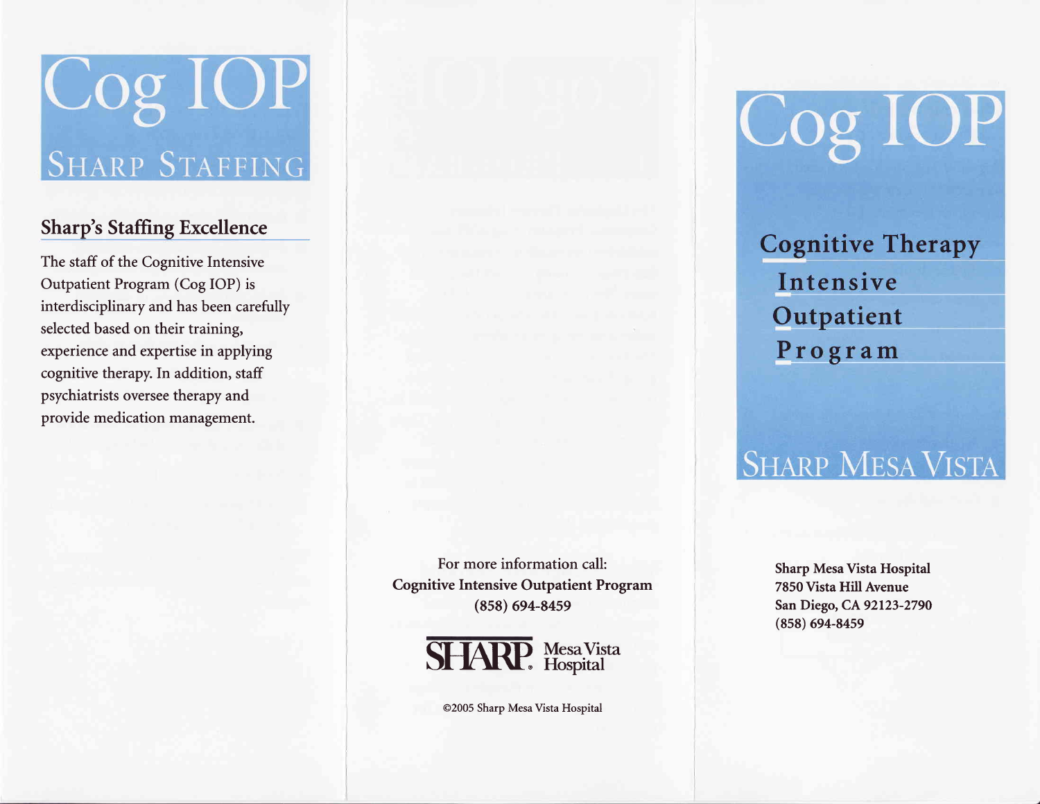# Cog IOP

## SHARP STAFFING

### Sharp's Staffing Excellence

The staff of the Cognitive Intensive Outpatient Program (Cog IOP) is interdisciplinary and has been carefully selected based on their training, experience and expertise in applying cognitive therapy. In addition, staff psychiatrists oversee therapy and provide medication management.

For more information call:
**Cognitive Intensive Outpatient Program**
**(858) 694-8459**

SHARP. Mesa Vista Hospital

©2005 Sharp Mesa Vista Hospital

# Cog IOP

## Cognitive Therapy Intensive Outpatient Program

## SHARP MESA VISTA

**Sharp Mesa Vista Hospital**
**7850 Vista Hill Avenue**
**San Diego, CA 92123-2790**
**(858) 694-8459**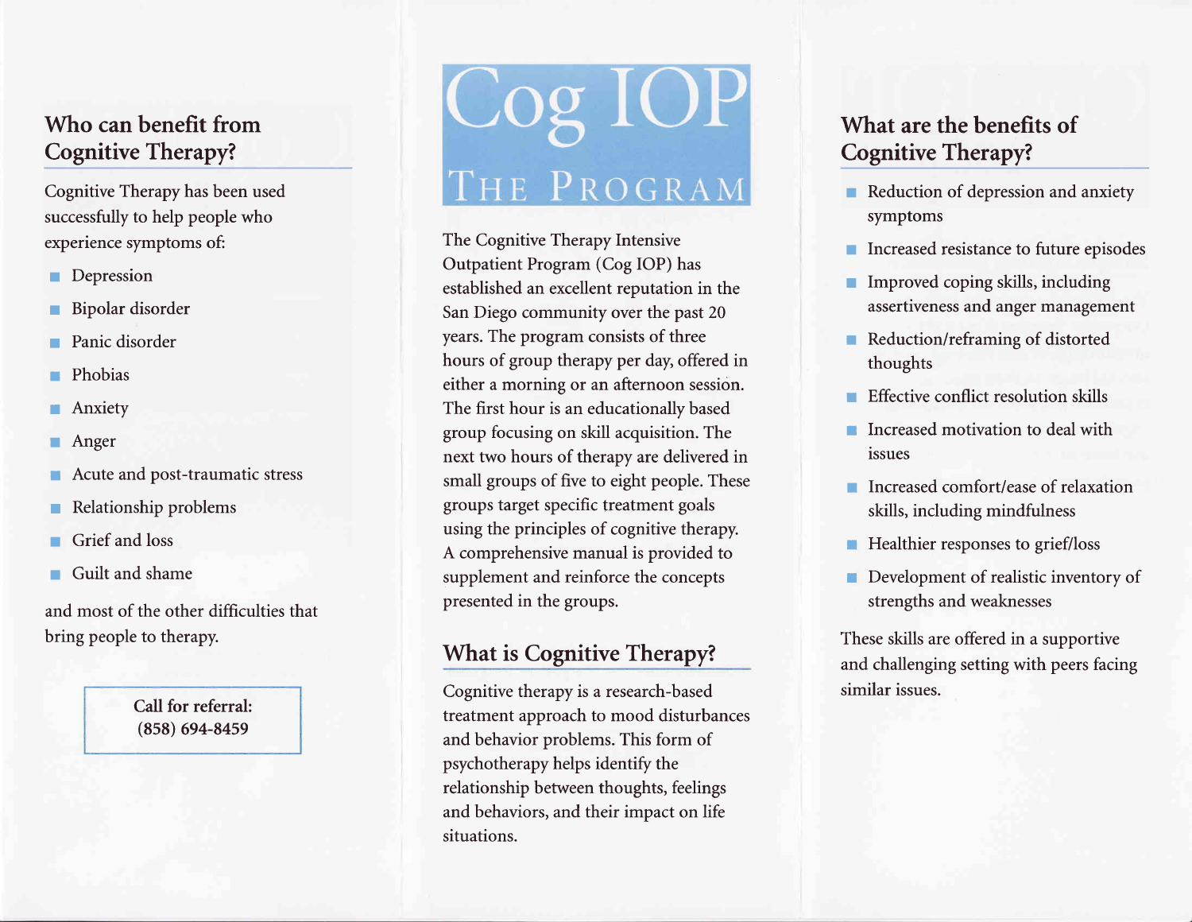## Who can benefit from Cognitive Therapy?

Cognitive Therapy has been used successfully to help people who experience symptoms of:

- Depression
- Bipolar disorder
- Panic disorder
- Phobias
- Anxiety
- Anger
- Acute and post-traumatic stress
- Relationship problems
- Grief and loss
- Guilt and shame

and most of the other difficulties that bring people to therapy.

**Call for referral:**
**(858) 694-8459**

# Cog IOP

## The Program

The Cognitive Therapy Intensive Outpatient Program (Cog IOP) has established an excellent reputation in the San Diego community over the past 20 years. The program consists of three hours of group therapy per day, offered in either a morning or an afternoon session. The first hour is an educationally based group focusing on skill acquisition. The next two hours of therapy are delivered in small groups of five to eight people. These groups target specific treatment goals using the principles of cognitive therapy. A comprehensive manual is provided to supplement and reinforce the concepts presented in the groups.

## What is Cognitive Therapy?

Cognitive therapy is a research-based treatment approach to mood disturbances and behavior problems. This form of psychotherapy helps identify the relationship between thoughts, feelings and behaviors, and their impact on life situations.

## What are the benefits of Cognitive Therapy?

- Reduction of depression and anxiety symptoms
- Increased resistance to future episodes
- Improved coping skills, including assertiveness and anger management
- Reduction/reframing of distorted thoughts
- Effective conflict resolution skills
- Increased motivation to deal with issues
- Increased comfort/ease of relaxation skills, including mindfulness
- Healthier responses to grief/loss
- Development of realistic inventory of strengths and weaknesses

These skills are offered in a supportive and challenging setting with peers facing similar issues.